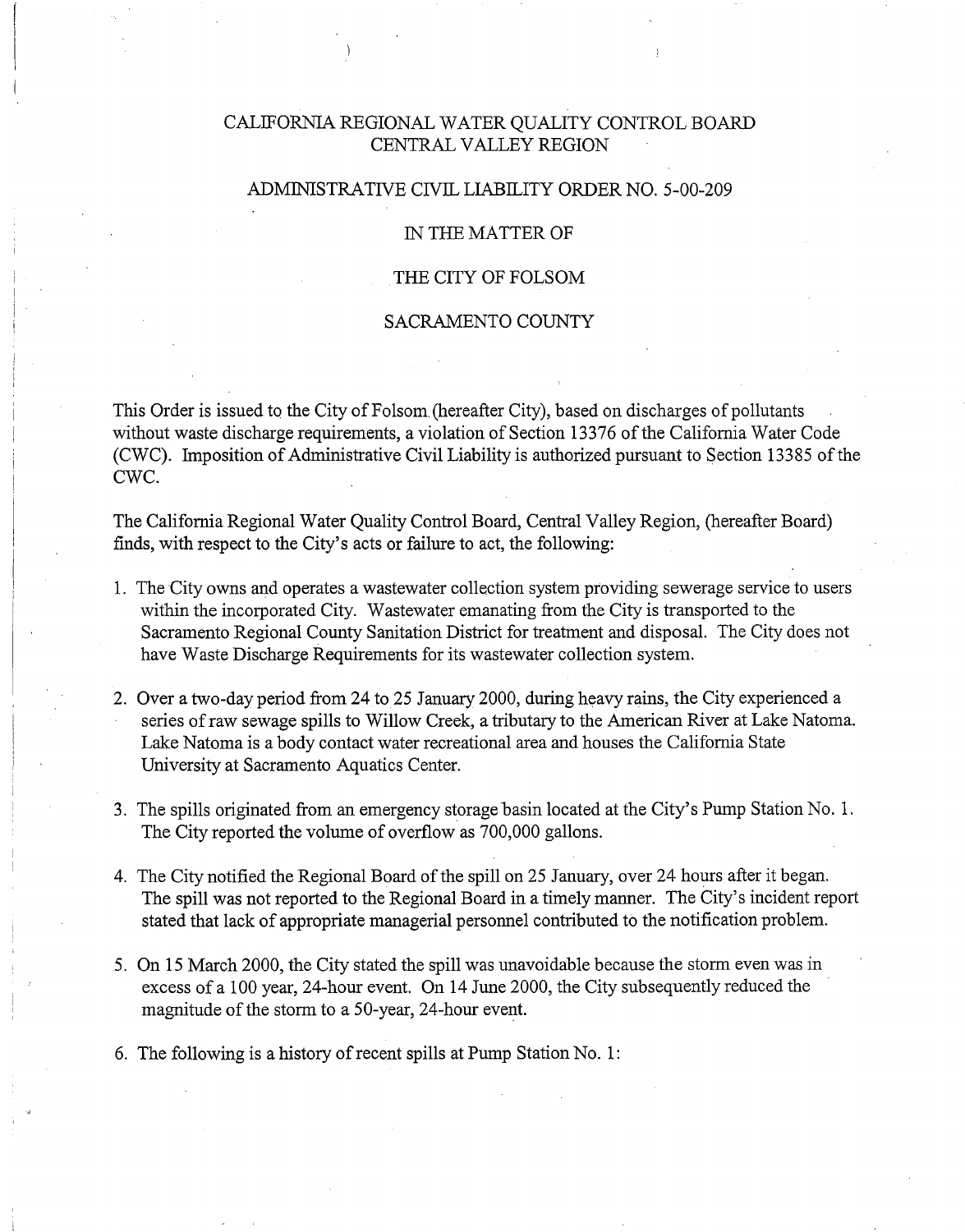# CALIFORNIA REGIONAL WATER QUALITY CONTROL BOARD
# CENTRAL VALLEY REGION

## ADMINISTRATIVE CIVIL LIABILITY ORDER NO. 5-00-209

## IN THE MATTER OF

## THE CITY OF FOLSOM

## SACRAMENTO COUNTY

This Order is issued to the City of Folsom (hereafter City), based on discharges of pollutants without waste discharge requirements, a violation of Section 13376 of the California Water Code (CWC). Imposition of Administrative Civil Liability is authorized pursuant to Section 13385 of the CWC.

The California Regional Water Quality Control Board, Central Valley Region, (hereafter Board) finds, with respect to the City's acts or failure to act, the following:

1. The City owns and operates a wastewater collection system providing sewerage service to users within the incorporated City. Wastewater emanating from the City is transported to the Sacramento Regional County Sanitation District for treatment and disposal. The City does not have Waste Discharge Requirements for its wastewater collection system.

2. Over a two-day period from 24 to 25 January 2000, during heavy rains, the City experienced a series of raw sewage spills to Willow Creek, a tributary to the American River at Lake Natoma. Lake Natoma is a body contact water recreational area and houses the California State University at Sacramento Aquatics Center.

3. The spills originated from an emergency storage basin located at the City's Pump Station No. 1. The City reported the volume of overflow as 700,000 gallons.

4. The City notified the Regional Board of the spill on 25 January, over 24 hours after it began. The spill was not reported to the Regional Board in a timely manner. The City's incident report stated that lack of appropriate managerial personnel contributed to the notification problem.

5. On 15 March 2000, the City stated the spill was unavoidable because the storm even was in excess of a 100 year, 24-hour event. On 14 June 2000, the City subsequently reduced the magnitude of the storm to a 50-year, 24-hour event.

6. The following is a history of recent spills at Pump Station No. 1: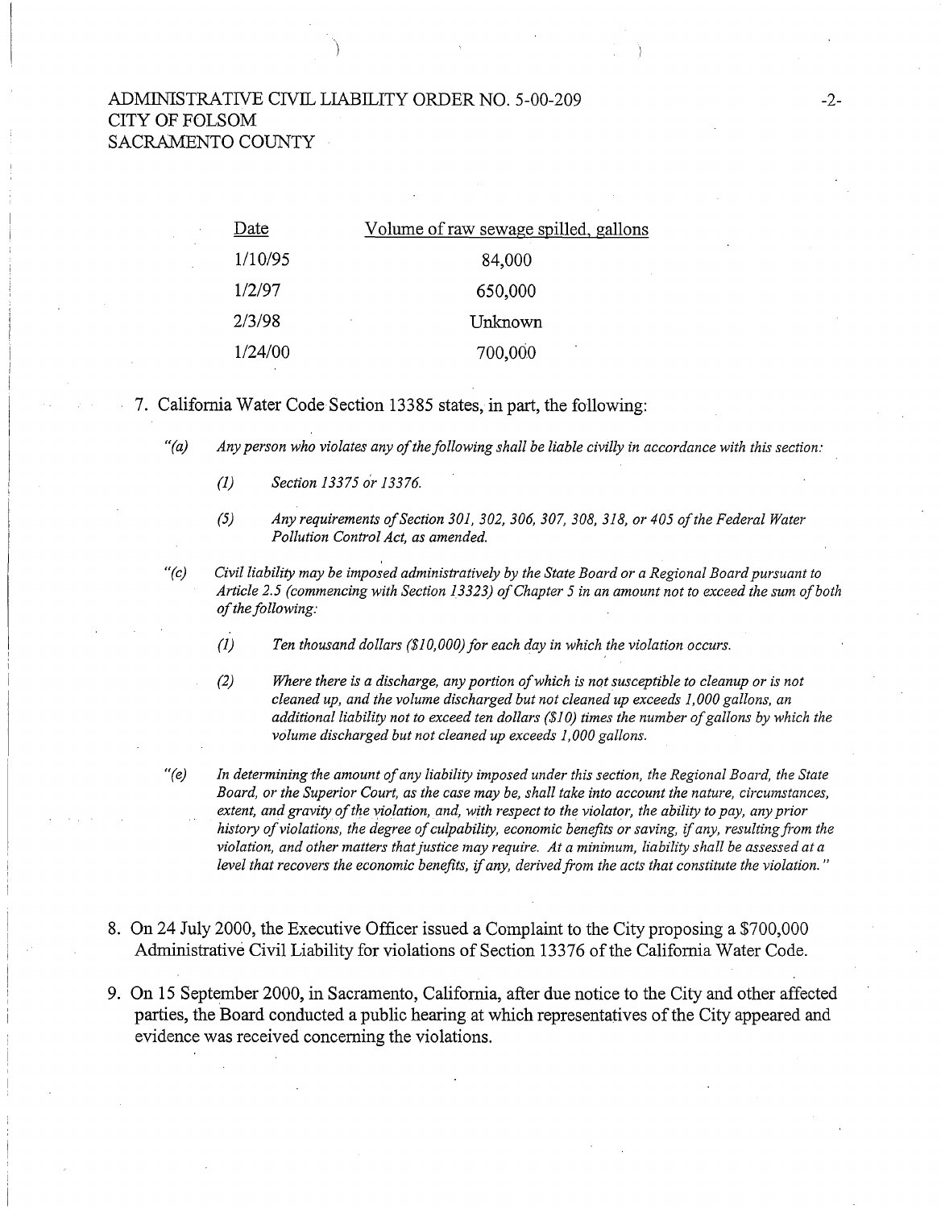| Date | Volume of raw sewage spilled, gallons |
| --- | --- |
| 1/10/95 | 84,000 |
| 1/2/97 | 650,000 |
| 2/3/98 | Unknown |
| 1/24/00 | 700,000 |

7. California Water Code Section 13385 states, in part, the following:

   *"(a) Any person who violates any of the following shall be liable civilly in accordance with this section:*

   *(1) Section 13375 or 13376.*

   *(5) Any requirements of Section 301, 302, 306, 307, 308, 318, or 405 of the Federal Water Pollution Control Act, as amended.*

   *"(c) Civil liability may be imposed administratively by the State Board or a Regional Board pursuant to Article 2.5 (commencing with Section 13323) of Chapter 5 in an amount not to exceed the sum of both of the following:*

   *(1) Ten thousand dollars ($10,000) for each day in which the violation occurs.*

   *(2) Where there is a discharge, any portion of which is not susceptible to cleanup or is not cleaned up, and the volume discharged but not cleaned up exceeds 1,000 gallons, an additional liability not to exceed ten dollars ($10) times the number of gallons by which the volume discharged but not cleaned up exceeds 1,000 gallons.*

   *"(e) In determining the amount of any liability imposed under this section, the Regional Board, the State Board, or the Superior Court, as the case may be, shall take into account the nature, circumstances, extent, and gravity of the violation, and, with respect to the violator, the ability to pay, any prior history of violations, the degree of culpability, economic benefits or saving, if any, resulting from the violation, and other matters that justice may require. At a minimum, liability shall be assessed at a level that recovers the economic benefits, if any, derived from the acts that constitute the violation."*

8. On 24 July 2000, the Executive Officer issued a Complaint to the City proposing a $700,000 Administrative Civil Liability for violations of Section 13376 of the California Water Code.

9. On 15 September 2000, in Sacramento, California, after due notice to the City and other affected parties, the Board conducted a public hearing at which representatives of the City appeared and evidence was received concerning the violations.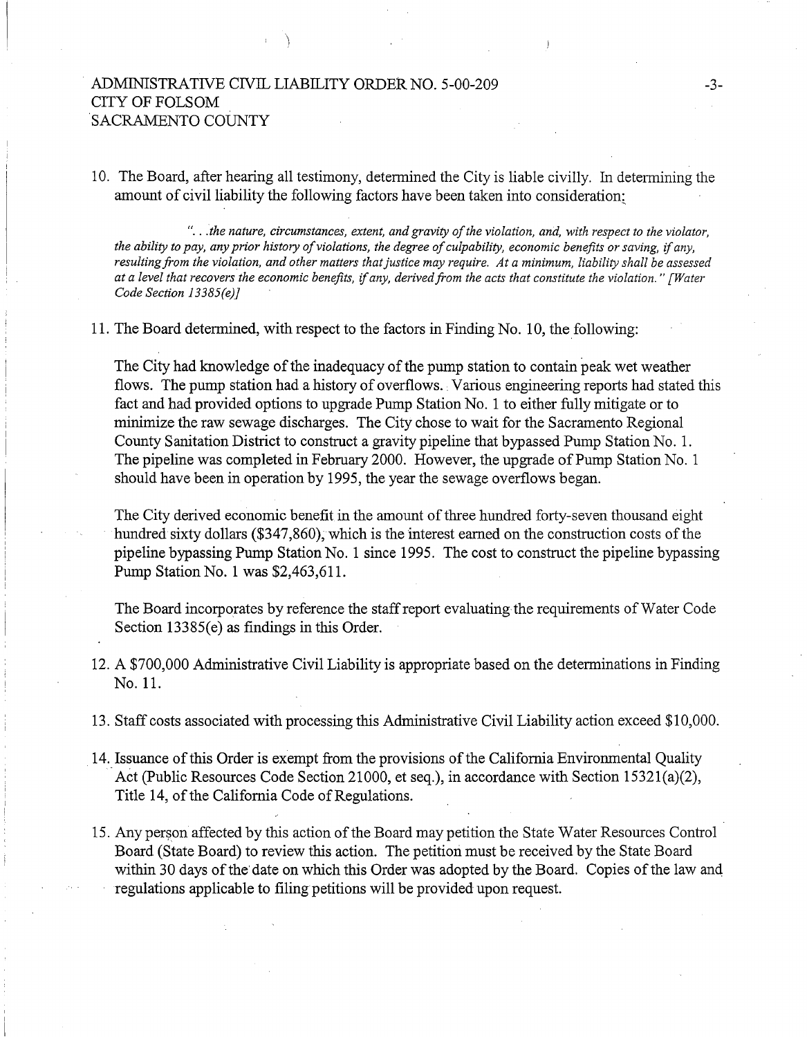10. The Board, after hearing all testimony, determined the City is liable civilly. In determining the amount of civil liability the following factors have been taken into consideration:

    *". . .the nature, circumstances, extent, and gravity of the violation, and, with respect to the violator, the ability to pay, any prior history of violations, the degree of culpability, economic benefits or saving, if any, resulting from the violation, and other matters that justice may require. At a minimum, liability shall be assessed at a level that recovers the economic benefits, if any, derived from the acts that constitute the violation." [Water Code Section 13385(e)]*

11. The Board determined, with respect to the factors in Finding No. 10, the following:

    The City had knowledge of the inadequacy of the pump station to contain peak wet weather flows. The pump station had a history of overflows. Various engineering reports had stated this fact and had provided options to upgrade Pump Station No. 1 to either fully mitigate or to minimize the raw sewage discharges. The City chose to wait for the Sacramento Regional County Sanitation District to construct a gravity pipeline that bypassed Pump Station No. 1. The pipeline was completed in February 2000. However, the upgrade of Pump Station No. 1 should have been in operation by 1995, the year the sewage overflows began.

    The City derived economic benefit in the amount of three hundred forty-seven thousand eight hundred sixty dollars ($347,860), which is the interest earned on the construction costs of the pipeline bypassing Pump Station No. 1 since 1995. The cost to construct the pipeline bypassing Pump Station No. 1 was $2,463,611.

    The Board incorporates by reference the staff report evaluating the requirements of Water Code Section 13385(e) as findings in this Order.

12. A $700,000 Administrative Civil Liability is appropriate based on the determinations in Finding No. 11.

13. Staff costs associated with processing this Administrative Civil Liability action exceed $10,000.

14. Issuance of this Order is exempt from the provisions of the California Environmental Quality Act (Public Resources Code Section 21000, et seq.), in accordance with Section 15321(a)(2), Title 14, of the California Code of Regulations.

15. Any person affected by this action of the Board may petition the State Water Resources Control Board (State Board) to review this action. The petition must be received by the State Board within 30 days of the date on which this Order was adopted by the Board. Copies of the law and regulations applicable to filing petitions will be provided upon request.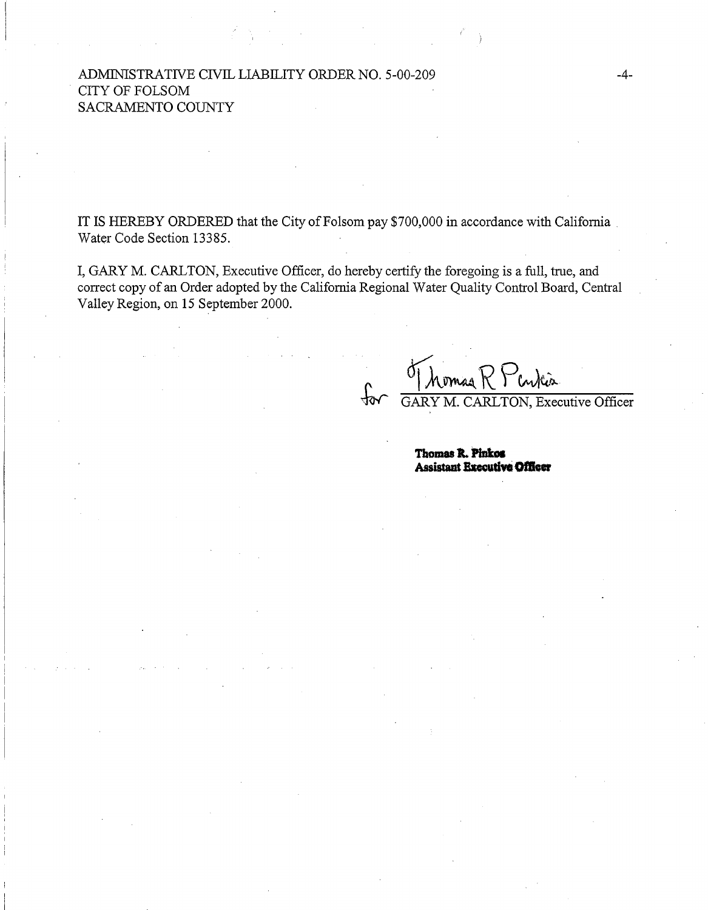ADMINISTRATIVE CIVIL LIABILITY ORDER NO. 5-00-209
CITY OF FOLSOM
SACRAMENTO COUNTY

IT IS HEREBY ORDERED that the City of Folsom pay $700,000 in accordance with California Water Code Section 13385.

I, GARY M. CARLTON, Executive Officer, do hereby certify the foregoing is a full, true, and correct copy of an Order adopted by the California Regional Water Quality Control Board, Central Valley Region, on 15 September 2000.

for Thomas R Pinkos

GARY M. CARLTON, Executive Officer

**Thomas R. Pinkos**
**Assistant Executive Officer**